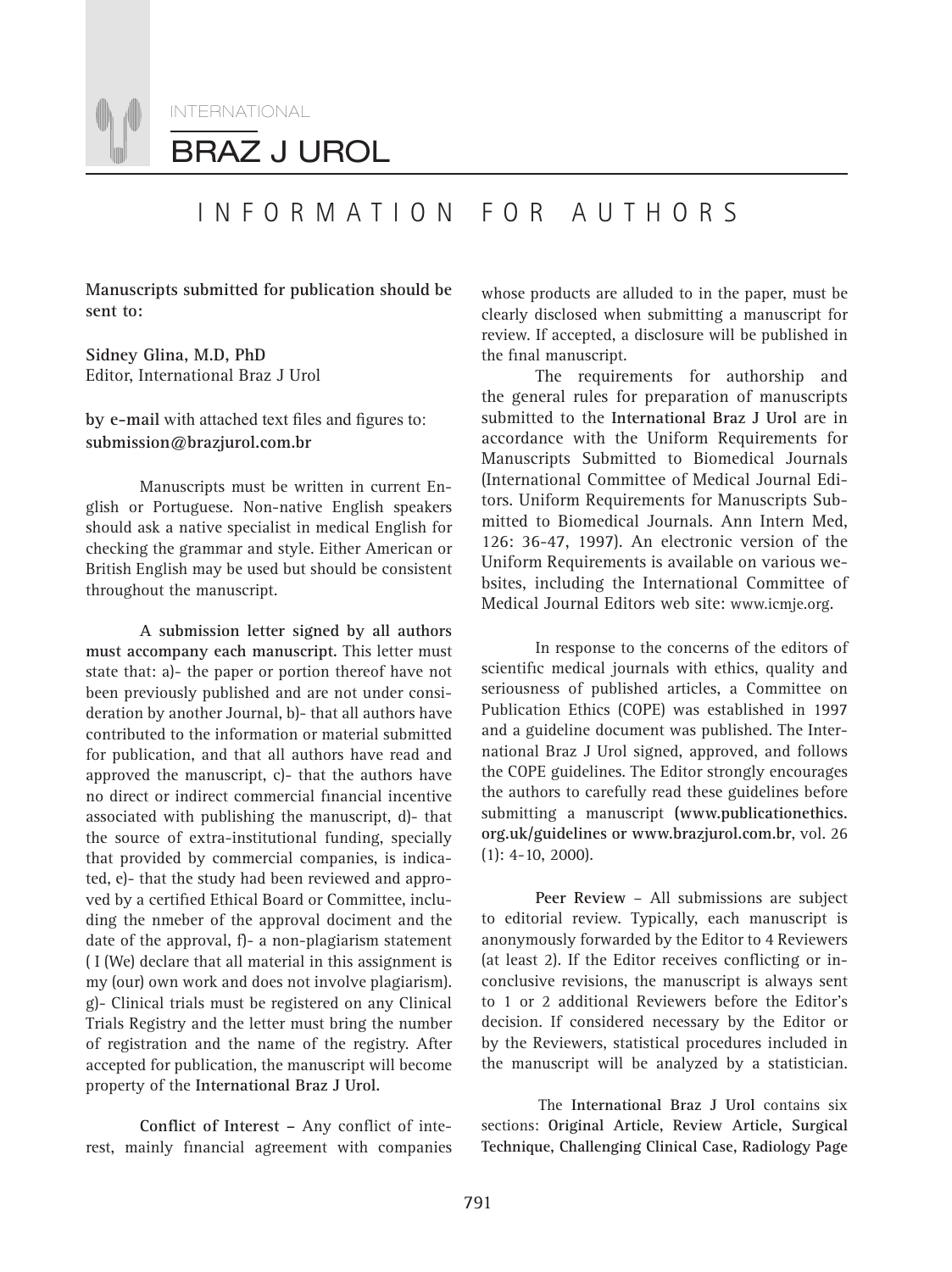# INFORMATION FOR AUTHORS

**Manuscripts submitted for publication should be sent to:**

**Sidney Glina, M.D, PhD**
Editor, International Braz J Urol

**by e-mail** with attached text files and figures to:
**submission@brazjurol.com.br**

Manuscripts must be written in current English or Portuguese. Non-native English speakers should ask a native specialist in medical English for checking the grammar and style. Either American or British English may be used but should be consistent throughout the manuscript.

**A submission letter signed by all authors must accompany each manuscript.** This letter must state that: a)- the paper or portion thereof have not been previously published and are not under consideration by another Journal, b)- that all authors have contributed to the information or material submitted for publication, and that all authors have read and approved the manuscript, c)- that the authors have no direct or indirect commercial financial incentive associated with publishing the manuscript, d)- that the source of extra-institutional funding, specially that provided by commercial companies, is indicated, e)- that the study had been reviewed and approved by a certified Ethical Board or Committee, including the nmeber of the approval dociment and the date of the approval, f)- a non-plagiarism statement ( I (We) declare that all material in this assignment is my (our) own work and does not involve plagiarism). g)- Clinical trials must be registered on any Clinical Trials Registry and the letter must bring the number of registration and the name of the registry. After accepted for publication, the manuscript will become property of the **International Braz J Urol.**

**Conflict of Interest** – Any conflict of interest, mainly financial agreement with companies whose products are alluded to in the paper, must be clearly disclosed when submitting a manuscript for review. If accepted, a disclosure will be published in the final manuscript.

The requirements for authorship and the general rules for preparation of manuscripts submitted to the **International Braz J Urol** are in accordance with the Uniform Requirements for Manuscripts Submitted to Biomedical Journals (International Committee of Medical Journal Editors. Uniform Requirements for Manuscripts Submitted to Biomedical Journals. Ann Intern Med, 126: 36-47, 1997). An electronic version of the Uniform Requirements is available on various websites, including the International Committee of Medical Journal Editors web site: www.icmje.org.

In response to the concerns of the editors of scientific medical journals with ethics, quality and seriousness of published articles, a Committee on Publication Ethics (COPE) was established in 1997 and a guideline document was published. The International Braz J Urol signed, approved, and follows the COPE guidelines. The Editor strongly encourages the authors to carefully read these guidelines before submitting a manuscript **(www.publicationethics.org.uk/guidelines or www.brazjurol.com.br**, vol. 26 (1): 4-10, 2000).

**Peer Review** – All submissions are subject to editorial review. Typically, each manuscript is anonymously forwarded by the Editor to 4 Reviewers (at least 2). If the Editor receives conflicting or inconclusive revisions, the manuscript is always sent to 1 or 2 additional Reviewers before the Editor's decision. If considered necessary by the Editor or by the Reviewers, statistical procedures included in the manuscript will be analyzed by a statistician.

The **International Braz J Urol** contains six sections: **Original Article, Review Article, Surgical Technique, Challenging Clinical Case, Radiology Page**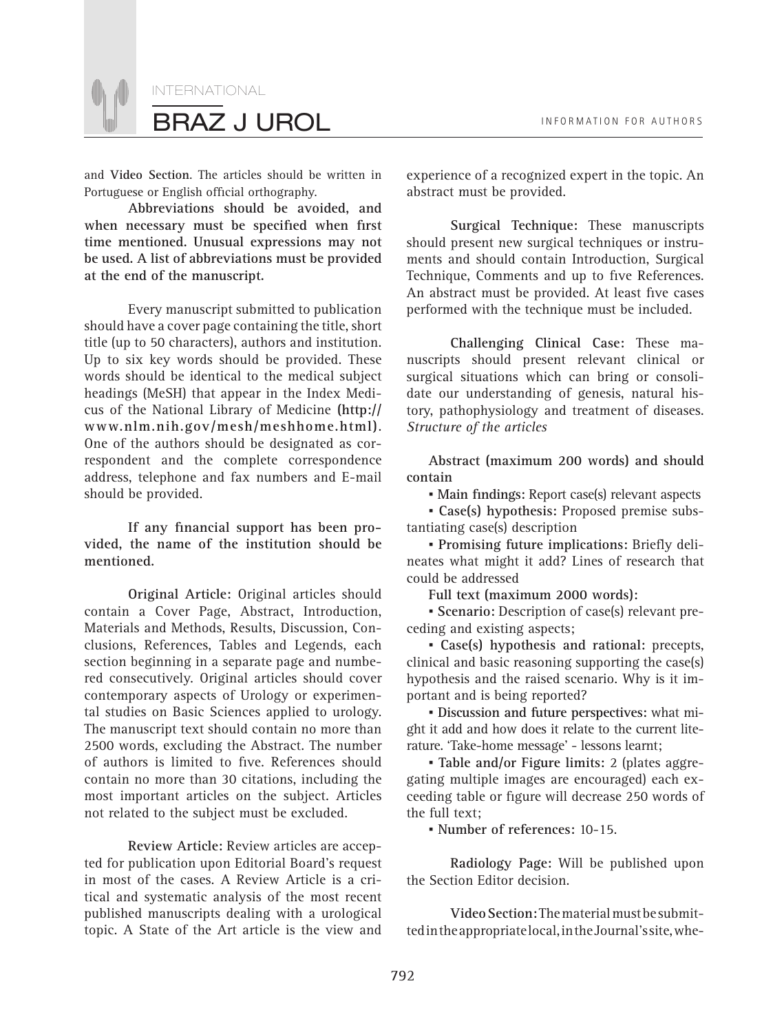and **Video Section**. The articles should be written in Portuguese or English official orthography.

**Abbreviations should be avoided, and when necessary must be specified when first time mentioned. Unusual expressions may not be used. A list of abbreviations must be provided at the end of the manuscript.**

Every manuscript submitted to publication should have a cover page containing the title, short title (up to 50 characters), authors and institution. Up to six key words should be provided. These words should be identical to the medical subject headings (MeSH) that appear in the Index Medicus of the National Library of Medicine **(http://www.nlm.nih.gov/mesh/meshhome.html)**. One of the authors should be designated as correspondent and the complete correspondence address, telephone and fax numbers and E-mail should be provided.

**If any financial support has been provided, the name of the institution should be mentioned.**

**Original Article:** Original articles should contain a Cover Page, Abstract, Introduction, Materials and Methods, Results, Discussion, Conclusions, References, Tables and Legends, each section beginning in a separate page and numbered consecutively. Original articles should cover contemporary aspects of Urology or experimental studies on Basic Sciences applied to urology. The manuscript text should contain no more than 2500 words, excluding the Abstract. The number of authors is limited to five. References should contain no more than 30 citations, including the most important articles on the subject. Articles not related to the subject must be excluded.

**Review Article:** Review articles are accepted for publication upon Editorial Board's request in most of the cases. A Review Article is a critical and systematic analysis of the most recent published manuscripts dealing with a urological topic. A State of the Art article is the view and experience of a recognized expert in the topic. An abstract must be provided.

**Surgical Technique:** These manuscripts should present new surgical techniques or instruments and should contain Introduction, Surgical Technique, Comments and up to five References. An abstract must be provided. At least five cases performed with the technique must be included.

**Challenging Clinical Case:** These manuscripts should present relevant clinical or surgical situations which can bring or consolidate our understanding of genesis, natural history, pathophysiology and treatment of diseases. *Structure of the articles*

**Abstract (maximum 200 words) and should contain**

- **Main findings:** Report case(s) relevant aspects
- **Case(s) hypothesis:** Proposed premise substantiating case(s) description
- **Promising future implications:** Briefly delineates what might it add? Lines of research that could be addressed

**Full text (maximum 2000 words):**

- **Scenario:** Description of case(s) relevant preceding and existing aspects;
- **Case(s) hypothesis and rational:** precepts, clinical and basic reasoning supporting the case(s) hypothesis and the raised scenario. Why is it important and is being reported?
- **Discussion and future perspectives:** what might it add and how does it relate to the current literature. 'Take-home message' - lessons learnt;
- **Table and/or Figure limits:** 2 (plates aggregating multiple images are encouraged) each exceeding table or figure will decrease 250 words of the full text;
- **Number of references:** 10-15.

**Radiology Page:** Will be published upon the Section Editor decision.

**Video Section:** The material must be submitted in the appropriate local, in the Journal's site, whe-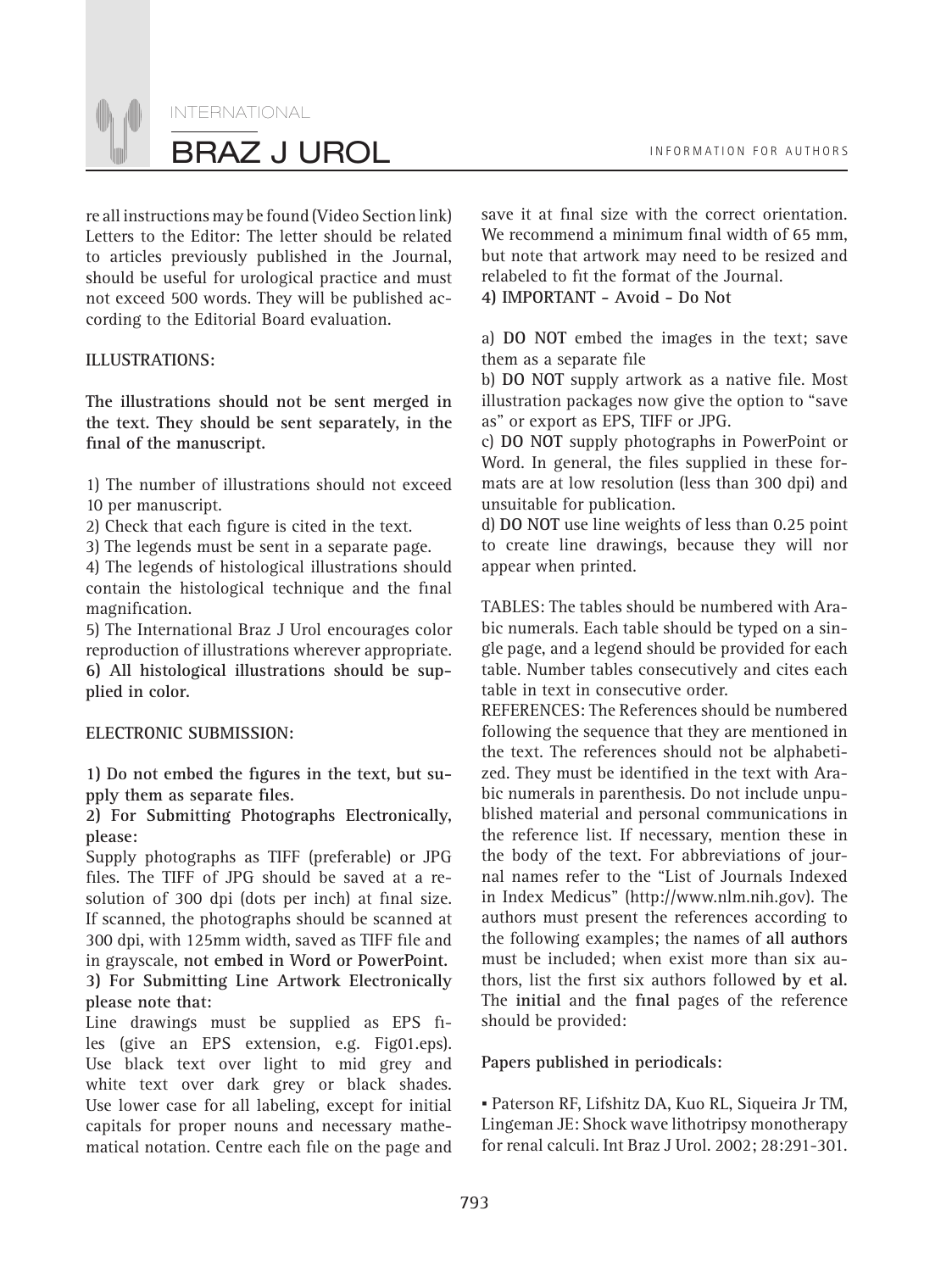re all instructions may be found (Video Section link)
Letters to the Editor: The letter should be related to articles previously published in the Journal, should be useful for urological practice and must not exceed 500 words. They will be published according to the Editorial Board evaluation.

**ILLUSTRATIONS:**

**The illustrations should not be sent merged in the text. They should be sent separately, in the final of the manuscript.**

1) The number of illustrations should not exceed 10 per manuscript.
2) Check that each figure is cited in the text.
3) The legends must be sent in a separate page.
4) The legends of histological illustrations should contain the histological technique and the final magnification.
5) The International Braz J Urol encourages color reproduction of illustrations wherever appropriate.
**6) All histological illustrations should be supplied in color.**

**ELECTRONIC SUBMISSION:**

**1) Do not embed the figures in the text, but supply them as separate files.**
**2) For Submitting Photographs Electronically, please:**
Supply photographs as TIFF (preferable) or JPG files. The TIFF of JPG should be saved at a resolution of 300 dpi (dots per inch) at final size. If scanned, the photographs should be scanned at 300 dpi, with 125mm width, saved as TIFF file and in grayscale, **not embed in Word or PowerPoint.**
**3) For Submitting Line Artwork Electronically please note that:**
Line drawings must be supplied as EPS files (give an EPS extension, e.g. Fig01.eps). Use black text over light to mid grey and white text over dark grey or black shades. Use lower case for all labeling, except for initial capitals for proper nouns and necessary mathematical notation. Centre each file on the page and save it at final size with the correct orientation. We recommend a minimum final width of 65 mm, but note that artwork may need to be resized and relabeled to fit the format of the Journal.
**4) IMPORTANT - Avoid - Do Not**

a) **DO NOT** embed the images in the text; save them as a separate file
b) **DO NOT** supply artwork as a native file. Most illustration packages now give the option to "save as" or export as EPS, TIFF or JPG.
c) **DO NOT** supply photographs in PowerPoint or Word. In general, the files supplied in these formats are at low resolution (less than 300 dpi) and unsuitable for publication.
d) **DO NOT** use line weights of less than 0.25 point to create line drawings, because they will nor appear when printed.

TABLES: The tables should be numbered with Arabic numerals. Each table should be typed on a single page, and a legend should be provided for each table. Number tables consecutively and cites each table in text in consecutive order.
REFERENCES: The References should be numbered following the sequence that they are mentioned in the text. The references should not be alphabetized. They must be identified in the text with Arabic numerals in parenthesis. Do not include unpublished material and personal communications in the reference list. If necessary, mention these in the body of the text. For abbreviations of journal names refer to the "List of Journals Indexed in Index Medicus" (http://www.nlm.nih.gov). The authors must present the references according to the following examples; the names of **all authors** must be included; when exist more than six authors, list the first six authors followed **by et al.** The **initial** and the **final** pages of the reference should be provided:

**Papers published in periodicals:**

- Paterson RF, Lifshitz DA, Kuo RL, Siqueira Jr TM, Lingeman JE: Shock wave lithotripsy monotherapy for renal calculi. Int Braz J Urol. 2002; 28:291-301.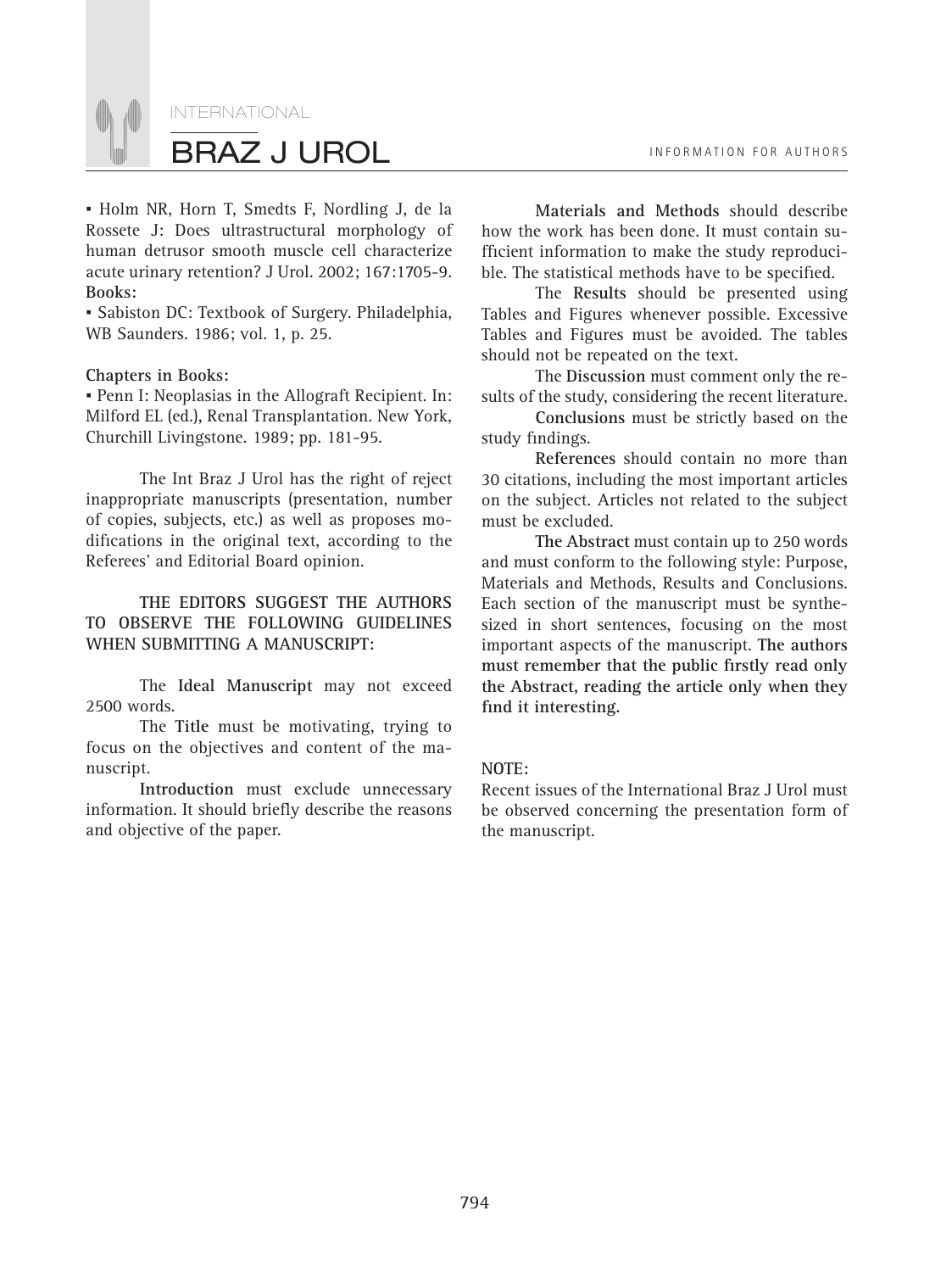▪ Holm NR, Horn T, Smedts F, Nordling J, de la Rossete J: Does ultrastructural morphology of human detrusor smooth muscle cell characterize acute urinary retention? J Urol. 2002; 167:1705-9.

**Books:**

▪ Sabiston DC: Textbook of Surgery. Philadelphia, WB Saunders. 1986; vol. 1, p. 25.

**Chapters in Books:**

▪ Penn I: Neoplasias in the Allograft Recipient. In: Milford EL (ed.), Renal Transplantation. New York, Churchill Livingstone. 1989; pp. 181-95.

The Int Braz J Urol has the right of reject inappropriate manuscripts (presentation, number of copies, subjects, etc.) as well as proposes modifications in the original text, according to the Referees' and Editorial Board opinion.

**THE EDITORS SUGGEST THE AUTHORS TO OBSERVE THE FOLLOWING GUIDELINES WHEN SUBMITTING A MANUSCRIPT:**

The **Ideal Manuscript** may not exceed 2500 words.

The **Title** must be motivating, trying to focus on the objectives and content of the manuscript.

**Introduction** must exclude unnecessary information. It should briefly describe the reasons and objective of the paper.

**Materials and Methods** should describe how the work has been done. It must contain sufficient information to make the study reproducible. The statistical methods have to be specified.

The **Results** should be presented using Tables and Figures whenever possible. Excessive Tables and Figures must be avoided. The tables should not be repeated on the text.

The **Discussion** must comment only the results of the study, considering the recent literature.

**Conclusions** must be strictly based on the study findings.

**References** should contain no more than 30 citations, including the most important articles on the subject. Articles not related to the subject must be excluded.

**The Abstract** must contain up to 250 words and must conform to the following style: Purpose, Materials and Methods, Results and Conclusions. Each section of the manuscript must be synthesized in short sentences, focusing on the most important aspects of the manuscript. **The authors must remember that the public firstly read only the Abstract, reading the article only when they find it interesting.**

**NOTE:**

Recent issues of the International Braz J Urol must be observed concerning the presentation form of the manuscript.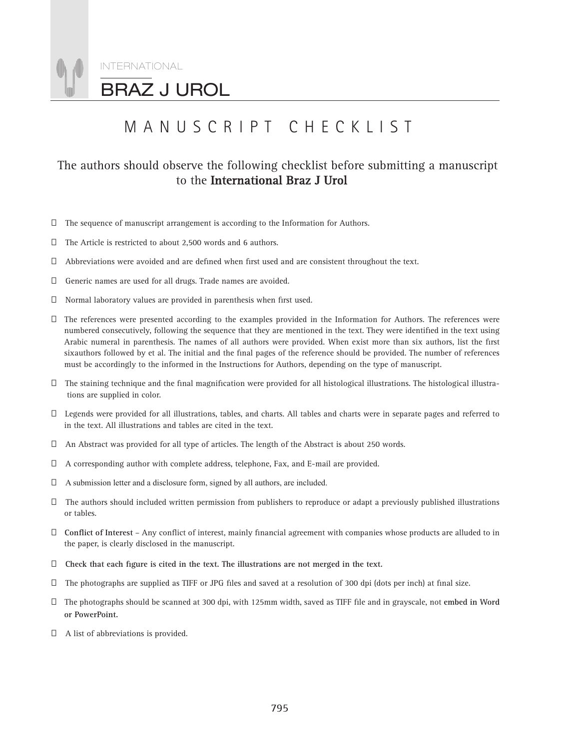# MANUSCRIPT CHECKLIST

The authors should observe the following checklist before submitting a manuscript to the **International Braz J Urol**

- The sequence of manuscript arrangement is according to the Information for Authors.
- The Article is restricted to about 2,500 words and 6 authors.
- Abbreviations were avoided and are defined when first used and are consistent throughout the text.
- Generic names are used for all drugs. Trade names are avoided.
- Normal laboratory values are provided in parenthesis when first used.
- The references were presented according to the examples provided in the Information for Authors. The references were numbered consecutively, following the sequence that they are mentioned in the text. They were identified in the text using Arabic numeral in parenthesis. The names of all authors were provided. When exist more than six authors, list the first sixauthors followed by et al. The initial and the final pages of the reference should be provided. The number of references must be accordingly to the informed in the Instructions for Authors, depending on the type of manuscript.
- The staining technique and the final magnification were provided for all histological illustrations. The histological illustrations are supplied in color.
- Legends were provided for all illustrations, tables, and charts. All tables and charts were in separate pages and referred to in the text. All illustrations and tables are cited in the text.
- An Abstract was provided for all type of articles. The length of the Abstract is about 250 words.
- A corresponding author with complete address, telephone, Fax, and E-mail are provided.
- A submission letter and a disclosure form, signed by all authors, are included.
- The authors should included written permission from publishers to reproduce or adapt a previously published illustrations or tables.
- **Conflict of Interest** – Any conflict of interest, mainly financial agreement with companies whose products are alluded to in the paper, is clearly disclosed in the manuscript.
- **Check that each figure is cited in the text. The illustrations are not merged in the text.**
- The photographs are supplied as TIFF or JPG files and saved at a resolution of 300 dpi (dots per inch) at final size.
- The photographs should be scanned at 300 dpi, with 125mm width, saved as TIFF file and in grayscale, not **embed in Word or PowerPoint.**
- A list of abbreviations is provided.